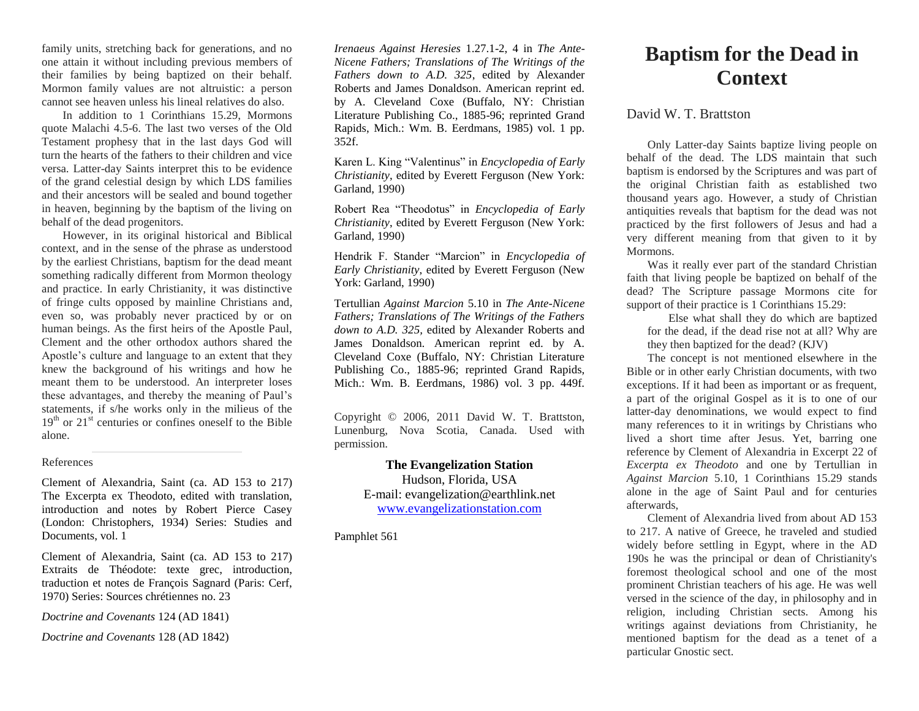# Baptism for the Dead in Context

David W. T. Brattston

Only Latter-day Saints baptize living people on behalf of the dead. The LDS maintain that such baptism is endorsed by the Scriptures and was part of the original Christian faith as established two thousand years ago. However, a study of Christian antiquities reveals that baptism for the dead was not practiced by the first followers of Jesus and had a very different meaning from that given to it by Mormons.

Was it really ever part of the standard Christian faith that living people be baptized on behalf of the dead? The Scripture passage Mormons cite for support of their practice is 1 Corinthians 15.29:

> Else what shall they do which are baptized for the dead, if the dead rise not at all? Why are they then baptized for the dead? (KJV)

The concept is not mentioned elsewhere in the Bible or in other early Christian documents, with two exceptions. If it had been as important or as frequent, a part of the original Gospel as it is to one of our latter-day denominations, we would expect to find many references to it in writings by Christians who lived a short time after Jesus. Yet, barring one reference by Clement of Alexandria in Excerpt 22 of *Excerpta ex Theodoto* and one by Tertullian in *Against Marcion* 5.10, 1 Corinthians 15.29 stands alone in the age of Saint Paul and for centuries afterwards,

Clement of Alexandria lived from about AD 153 to 217. A native of Greece, he traveled and studied widely before settling in Egypt, where in the AD 190s he was the principal or dean of Christianity's foremost theological school and one of the most prominent Christian teachers of his age. He was well versed in the science of the day, in philosophy and in religion, including Christian sects. Among his writings against deviations from Christianity, he mentioned baptism for the dead as a tenet of a particular Gnostic sect.

family units, stretching back for generations, and no one attain it without including previous members of their families by being baptized on their behalf. Mormon family values are not altruistic: a person cannot see heaven unless his lineal relatives do also.

In addition to 1 Corinthians 15.29, Mormons quote Malachi 4.5-6. The last two verses of the Old Testament prophesy that in the last days God will turn the hearts of the fathers to their children and vice versa. Latter-day Saints interpret this to be evidence of the grand celestial design by which LDS families and their ancestors will be sealed and bound together in heaven, beginning by the baptism of the living on behalf of the dead progenitors.

However, in its original historical and Biblical context, and in the sense of the phrase as understood by the earliest Christians, baptism for the dead meant something radically different from Mormon theology and practice. In early Christianity, it was distinctive of fringe cults opposed by mainline Christians and, even so, was probably never practiced by or on human beings. As the first heirs of the Apostle Paul, Clement and the other orthodox authors shared the Apostle's culture and language to an extent that they knew the background of his writings and how he meant them to be understood. An interpreter loses these advantages, and thereby the meaning of Paul's statements, if s/he works only in the milieus of the 19th or 21st centuries or confines oneself to the Bible alone.

References

Clement of Alexandria, Saint (ca. AD 153 to 217) The Excerpta ex Theodoto, edited with translation, introduction and notes by Robert Pierce Casey (London: Christophers, 1934) Series: Studies and Documents, vol. 1

Clement of Alexandria, Saint (ca. AD 153 to 217) Extraits de Théodote: texte grec, introduction, traduction et notes de François Sagnard (Paris: Cerf, 1970) Series: Sources chrétiennes no. 23

*Doctrine and Covenants* 124 (AD 1841)

*Doctrine and Covenants* 128 (AD 1842)

*Irenaeus Against Heresies* 1.27.1-2, 4 in *The Ante-Nicene Fathers; Translations of The Writings of the Fathers down to A.D. 325*, edited by Alexander Roberts and James Donaldson. American reprint ed. by A. Cleveland Coxe (Buffalo, NY: Christian Literature Publishing Co., 1885-96; reprinted Grand Rapids, Mich.: Wm. B. Eerdmans, 1985) vol. 1 pp. 352f.

Karen L. King "Valentinus" in *Encyclopedia of Early Christianity*, edited by Everett Ferguson (New York: Garland, 1990)

Robert Rea "Theodotus" in *Encyclopedia of Early Christianity*, edited by Everett Ferguson (New York: Garland, 1990)

Hendrik F. Stander "Marcion" in *Encyclopedia of Early Christianity*, edited by Everett Ferguson (New York: Garland, 1990)

Tertullian *Against Marcion* 5.10 in *The Ante-Nicene Fathers; Translations of The Writings of the Fathers down to A.D. 325*, edited by Alexander Roberts and James Donaldson. American reprint ed. by A. Cleveland Coxe (Buffalo, NY: Christian Literature Publishing Co., 1885-96; reprinted Grand Rapids, Mich.: Wm. B. Eerdmans, 1986) vol. 3 pp. 449f.

Copyright © 2006, 2011 David W. T. Brattston, Lunenburg, Nova Scotia, Canada. Used with permission.

**The Evangelization Station**
Hudson, Florida, USA
E-mail: evangelization@earthlink.net
www.evangelizationstation.com

Pamphlet 561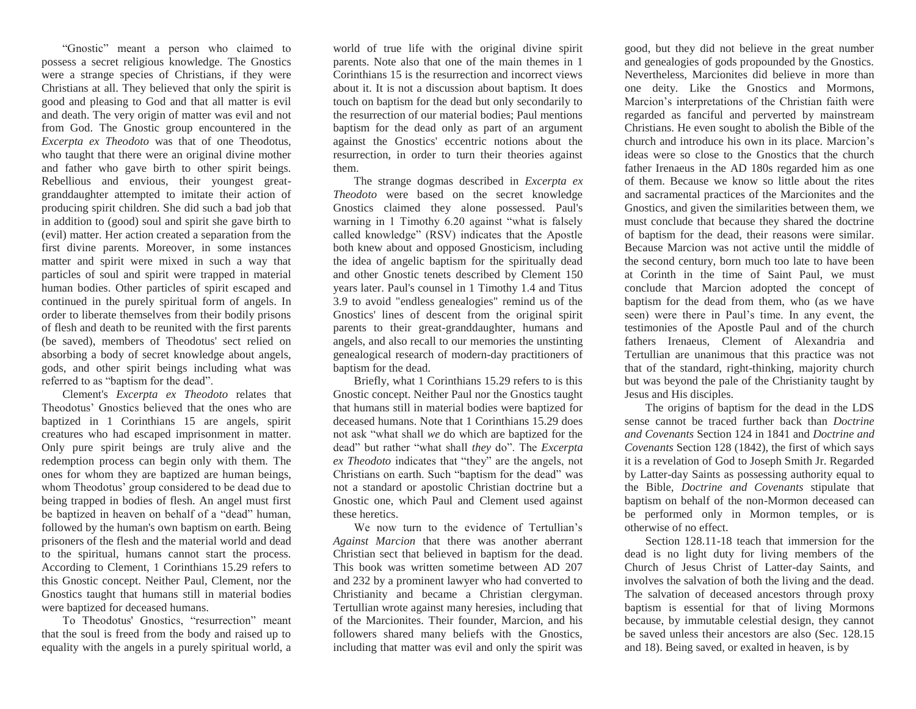"Gnostic" meant a person who claimed to possess a secret religious knowledge. The Gnostics were a strange species of Christians, if they were Christians at all. They believed that only the spirit is good and pleasing to God and that all matter is evil and death. The very origin of matter was evil and not from God. The Gnostic group encountered in the *Excerpta ex Theodoto* was that of one Theodotus, who taught that there were an original divine mother and father who gave birth to other spirit beings. Rebellious and envious, their youngest great-granddaughter attempted to imitate their action of producing spirit children. She did such a bad job that in addition to (good) soul and spirit she gave birth to (evil) matter. Her action created a separation from the first divine parents. Moreover, in some instances matter and spirit were mixed in such a way that particles of soul and spirit were trapped in material human bodies. Other particles of spirit escaped and continued in the purely spiritual form of angels. In order to liberate themselves from their bodily prisons of flesh and death to be reunited with the first parents (be saved), members of Theodotus' sect relied on absorbing a body of secret knowledge about angels, gods, and other spirit beings including what was referred to as "baptism for the dead".

Clement's *Excerpta ex Theodoto* relates that Theodotus' Gnostics believed that the ones who are baptized in 1 Corinthians 15 are angels, spirit creatures who had escaped imprisonment in matter. Only pure spirit beings are truly alive and the redemption process can begin only with them. The ones for whom they are baptized are human beings, whom Theodotus' group considered to be dead due to being trapped in bodies of flesh. An angel must first be baptized in heaven on behalf of a "dead" human, followed by the human's own baptism on earth. Being prisoners of the flesh and the material world and dead to the spiritual, humans cannot start the process. According to Clement, 1 Corinthians 15.29 refers to this Gnostic concept. Neither Paul, Clement, nor the Gnostics taught that humans still in material bodies were baptized for deceased humans.

To Theodotus' Gnostics, "resurrection" meant that the soul is freed from the body and raised up to equality with the angels in a purely spiritual world, a world of true life with the original divine spirit parents. Note also that one of the main themes in 1 Corinthians 15 is the resurrection and incorrect views about it. It is not a discussion about baptism. It does touch on baptism for the dead but only secondarily to the resurrection of our material bodies; Paul mentions baptism for the dead only as part of an argument against the Gnostics' eccentric notions about the resurrection, in order to turn their theories against them.

The strange dogmas described in *Excerpta ex Theodoto* were based on the secret knowledge Gnostics claimed they alone possessed. Paul's warning in 1 Timothy 6.20 against "what is falsely called knowledge" (RSV) indicates that the Apostle both knew about and opposed Gnosticism, including the idea of angelic baptism for the spiritually dead and other Gnostic tenets described by Clement 150 years later. Paul's counsel in 1 Timothy 1.4 and Titus 3.9 to avoid "endless genealogies" remind us of the Gnostics' lines of descent from the original spirit parents to their great-granddaughter, humans and angels, and also recall to our memories the unstinting genealogical research of modern-day practitioners of baptism for the dead.

Briefly, what 1 Corinthians 15.29 refers to is this Gnostic concept. Neither Paul nor the Gnostics taught that humans still in material bodies were baptized for deceased humans. Note that 1 Corinthians 15.29 does not ask "what shall *we* do which are baptized for the dead" but rather "what shall *they* do". The *Excerpta ex Theodoto* indicates that "they" are the angels, not Christians on earth. Such "baptism for the dead" was not a standard or apostolic Christian doctrine but a Gnostic one, which Paul and Clement used against these heretics.

We now turn to the evidence of Tertullian's *Against Marcion* that there was another aberrant Christian sect that believed in baptism for the dead. This book was written sometime between AD 207 and 232 by a prominent lawyer who had converted to Christianity and became a Christian clergyman. Tertullian wrote against many heresies, including that of the Marcionites. Their founder, Marcion, and his followers shared many beliefs with the Gnostics, including that matter was evil and only the spirit was good, but they did not believe in the great number and genealogies of gods propounded by the Gnostics. Nevertheless, Marcionites did believe in more than one deity. Like the Gnostics and Mormons, Marcion's interpretations of the Christian faith were regarded as fanciful and perverted by mainstream Christians. He even sought to abolish the Bible of the church and introduce his own in its place. Marcion's ideas were so close to the Gnostics that the church father Irenaeus in the AD 180s regarded him as one of them. Because we know so little about the rites and sacramental practices of the Marcionites and the Gnostics, and given the similarities between them, we must conclude that because they shared the doctrine of baptism for the dead, their reasons were similar. Because Marcion was not active until the middle of the second century, born much too late to have been at Corinth in the time of Saint Paul, we must conclude that Marcion adopted the concept of baptism for the dead from them, who (as we have seen) were there in Paul's time. In any event, the testimonies of the Apostle Paul and of the church fathers Irenaeus, Clement of Alexandria and Tertullian are unanimous that this practice was not that of the standard, right-thinking, majority church but was beyond the pale of the Christianity taught by Jesus and His disciples.

The origins of baptism for the dead in the LDS sense cannot be traced further back than *Doctrine and Covenants* Section 124 in 1841 and *Doctrine and Covenants* Section 128 (1842), the first of which says it is a revelation of God to Joseph Smith Jr. Regarded by Latter-day Saints as possessing authority equal to the Bible, *Doctrine and Covenants* stipulate that baptism on behalf of the non-Mormon deceased can be performed only in Mormon temples, or is otherwise of no effect.

Section 128.11-18 teach that immersion for the dead is no light duty for living members of the Church of Jesus Christ of Latter-day Saints, and involves the salvation of both the living and the dead. The salvation of deceased ancestors through proxy baptism is essential for that of living Mormons because, by immutable celestial design, they cannot be saved unless their ancestors are also (Sec. 128.15 and 18). Being saved, or exalted in heaven, is by